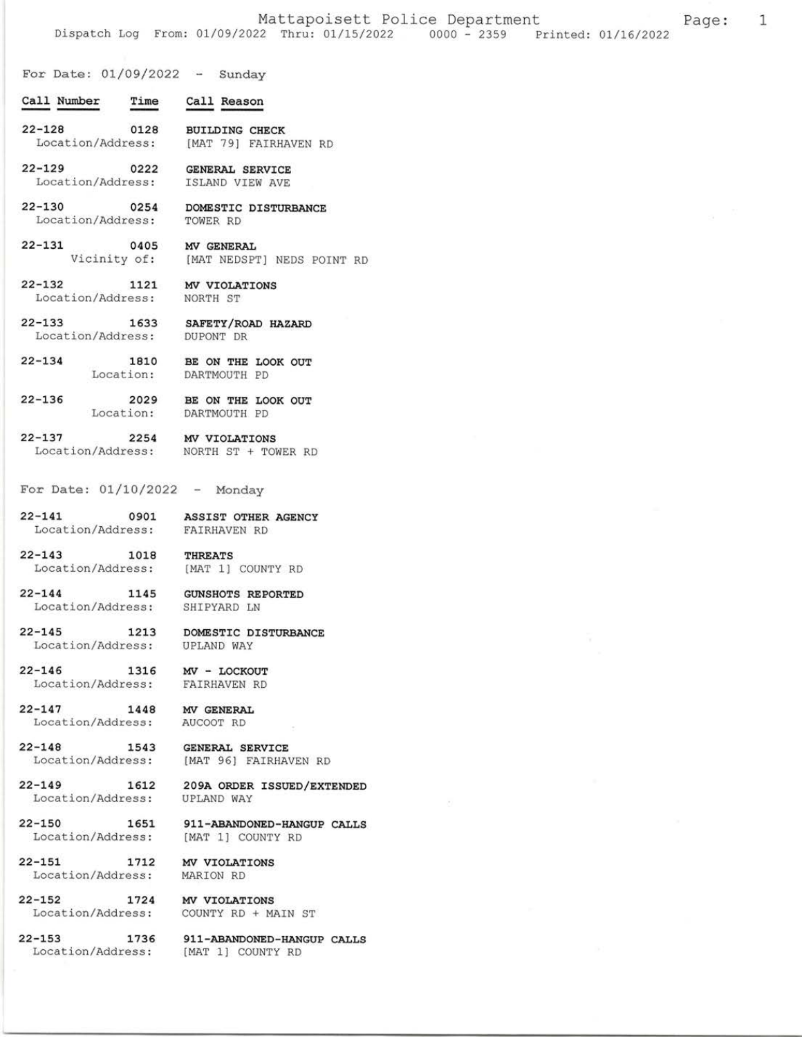# Mattapoisett Police Department

Dispatch Log From: 01/09/2022 Thru: 01/15/2022 0000 - 2359 Printed: 01/16/2022

## For Date: 01/09/2022 - Sunday

| Call Number | Time | Call Reason |
|---|---|---|
| 22-128 | 0128 | BUILDING CHECK |
| Location/Address: | | [MAT 79] FAIRHAVEN RD |
| 22-129 | 0222 | GENERAL SERVICE |
| Location/Address: | | ISLAND VIEW AVE |
| 22-130 | 0254 | DOMESTIC DISTURBANCE |
| Location/Address: | | TOWER RD |
| 22-131 | 0405 | MV GENERAL |
| Vicinity of: | | [MAT NEDSPT] NEDS POINT RD |
| 22-132 | 1121 | MV VIOLATIONS |
| Location/Address: | | NORTH ST |
| 22-133 | 1633 | SAFETY/ROAD HAZARD |
| Location/Address: | | DUPONT DR |
| 22-134 | 1810 | BE ON THE LOOK OUT |
| Location: | | DARTMOUTH PD |
| 22-136 | 2029 | BE ON THE LOOK OUT |
| Location: | | DARTMOUTH PD |
| 22-137 | 2254 | MV VIOLATIONS |
| Location/Address: | | NORTH ST + TOWER RD |

## For Date: 01/10/2022 - Monday

| Call Number | Time | Call Reason |
|---|---|---|
| 22-141 | 0901 | ASSIST OTHER AGENCY |
| Location/Address: | | FAIRHAVEN RD |
| 22-143 | 1018 | THREATS |
| Location/Address: | | [MAT 1] COUNTY RD |
| 22-144 | 1145 | GUNSHOTS REPORTED |
| Location/Address: | | SHIPYARD LN |
| 22-145 | 1213 | DOMESTIC DISTURBANCE |
| Location/Address: | | UPLAND WAY |
| 22-146 | 1316 | MV - LOCKOUT |
| Location/Address: | | FAIRHAVEN RD |
| 22-147 | 1448 | MV GENERAL |
| Location/Address: | | AUCOOT RD |
| 22-148 | 1543 | GENERAL SERVICE |
| Location/Address: | | [MAT 96] FAIRHAVEN RD |
| 22-149 | 1612 | 209A ORDER ISSUED/EXTENDED |
| Location/Address: | | UPLAND WAY |
| 22-150 | 1651 | 911-ABANDONED-HANGUP CALLS |
| Location/Address: | | [MAT 1] COUNTY RD |
| 22-151 | 1712 | MV VIOLATIONS |
| Location/Address: | | MARION RD |
| 22-152 | 1724 | MV VIOLATIONS |
| Location/Address: | | COUNTY RD + MAIN ST |
| 22-153 | 1736 | 911-ABANDONED-HANGUP CALLS |
| Location/Address: | | [MAT 1] COUNTY RD |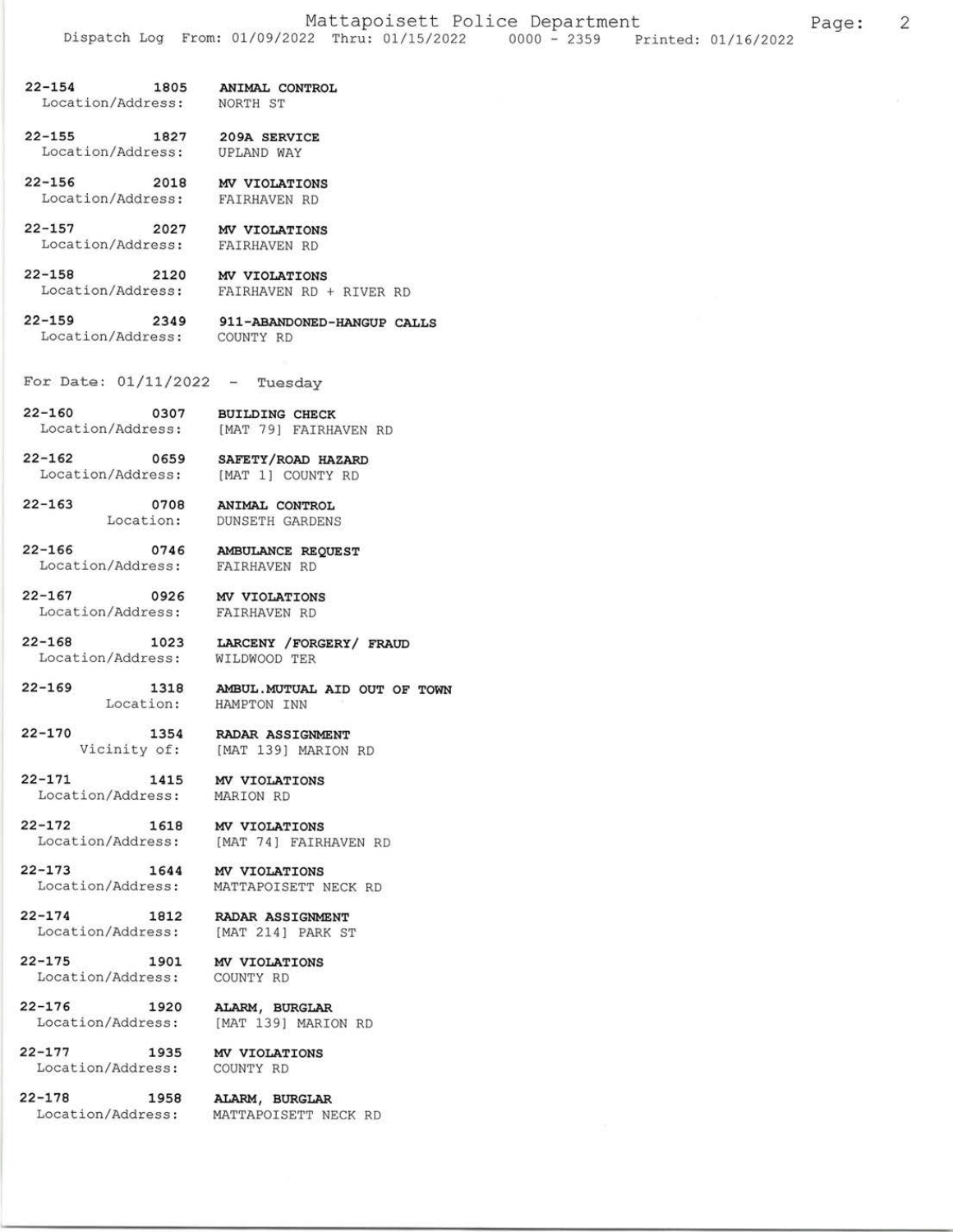22-154 1805 **ANIMAL CONTROL**
Location/Address: NORTH ST

22-155 1827 **209A SERVICE**
Location/Address: UPLAND WAY

22-156 2018 **MV VIOLATIONS**
Location/Address: FAIRHAVEN RD

22-157 2027 **MV VIOLATIONS**
Location/Address: FAIRHAVEN RD

22-158 2120 **MV VIOLATIONS**
Location/Address: FAIRHAVEN RD + RIVER RD

22-159 2349 **911-ABANDONED-HANGUP CALLS**
Location/Address: COUNTY RD

For Date: 01/11/2022 - Tuesday

22-160 0307 **BUILDING CHECK**
Location/Address: [MAT 79] FAIRHAVEN RD

22-162 0659 **SAFETY/ROAD HAZARD**
Location/Address: [MAT 1] COUNTY RD

22-163 0708 **ANIMAL CONTROL**
Location: DUNSETH GARDENS

22-166 0746 **AMBULANCE REQUEST**
Location/Address: FAIRHAVEN RD

22-167 0926 **MV VIOLATIONS**
Location/Address: FAIRHAVEN RD

22-168 1023 **LARCENY /FORGERY/ FRAUD**
Location/Address: WILDWOOD TER

22-169 1318 **AMBUL.MUTUAL AID OUT OF TOWN**
Location: HAMPTON INN

22-170 1354 **RADAR ASSIGNMENT**
Vicinity of: [MAT 139] MARION RD

22-171 1415 **MV VIOLATIONS**
Location/Address: MARION RD

22-172 1618 **MV VIOLATIONS**
Location/Address: [MAT 74] FAIRHAVEN RD

22-173 1644 **MV VIOLATIONS**
Location/Address: MATTAPOISETT NECK RD

22-174 1812 **RADAR ASSIGNMENT**
Location/Address: [MAT 214] PARK ST

22-175 1901 **MV VIOLATIONS**
Location/Address: COUNTY RD

22-176 1920 **ALARM, BURGLAR**
Location/Address: [MAT 139] MARION RD

22-177 1935 **MV VIOLATIONS**
Location/Address: COUNTY RD

22-178 1958 **ALARM, BURGLAR**
Location/Address: MATTAPOISETT NECK RD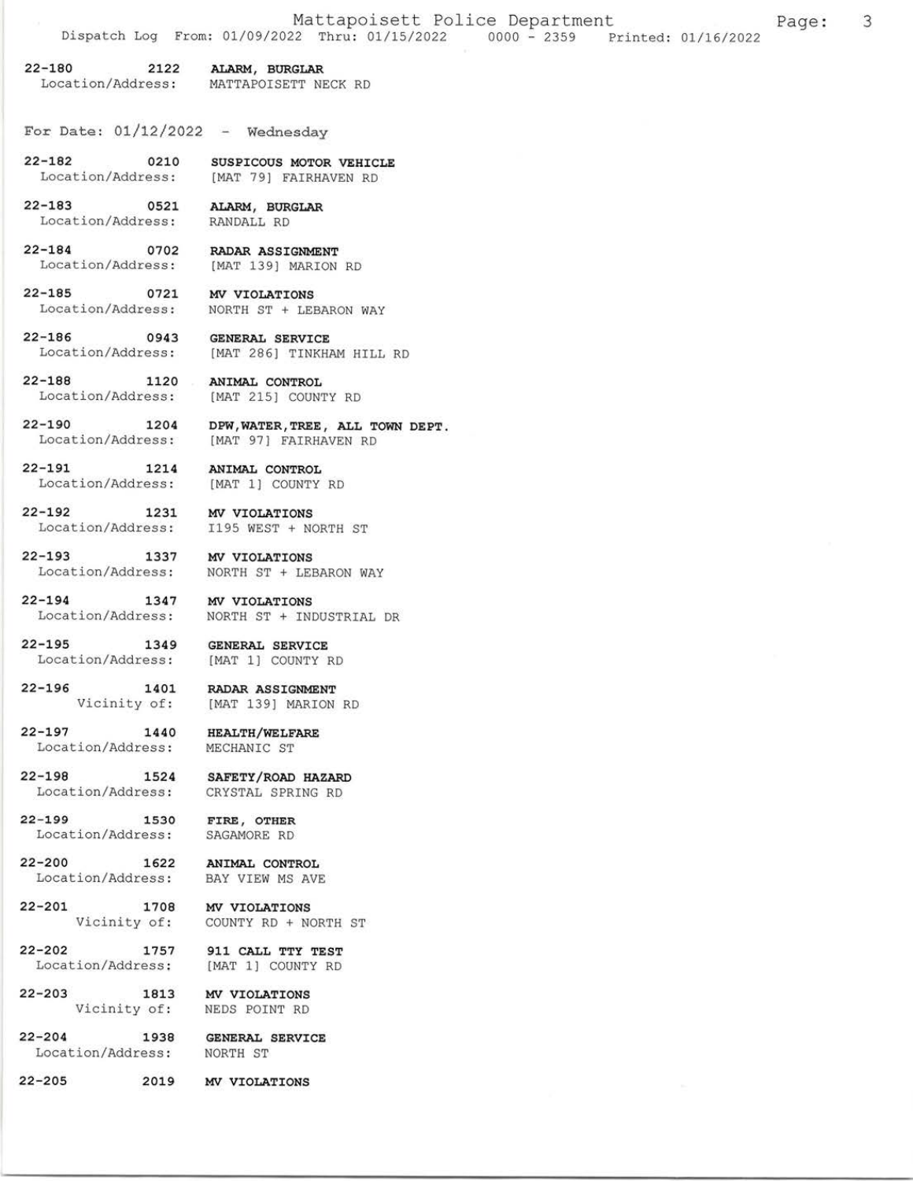22-180 2122 **ALARM, BURGLAR**
Location/Address: MATTAPOISETT NECK RD

For Date: 01/12/2022 - Wednesday

22-182 0210 **SUSPICOUS MOTOR VEHICLE**
Location/Address: [MAT 79] FAIRHAVEN RD

22-183 0521 **ALARM, BURGLAR**
Location/Address: RANDALL RD

22-184 0702 **RADAR ASSIGNMENT**
Location/Address: [MAT 139] MARION RD

22-185 0721 **MV VIOLATIONS**
Location/Address: NORTH ST + LEBARON WAY

22-186 0943 **GENERAL SERVICE**
Location/Address: [MAT 286] TINKHAM HILL RD

22-188 1120 **ANIMAL CONTROL**
Location/Address: [MAT 215] COUNTY RD

22-190 1204 **DPW,WATER,TREE, ALL TOWN DEPT.**
Location/Address: [MAT 97] FAIRHAVEN RD

22-191 1214 **ANIMAL CONTROL**
Location/Address: [MAT 1] COUNTY RD

22-192 1231 **MV VIOLATIONS**
Location/Address: I195 WEST + NORTH ST

22-193 1337 **MV VIOLATIONS**
Location/Address: NORTH ST + LEBARON WAY

22-194 1347 **MV VIOLATIONS**
Location/Address: NORTH ST + INDUSTRIAL DR

22-195 1349 **GENERAL SERVICE**
Location/Address: [MAT 1] COUNTY RD

22-196 1401 **RADAR ASSIGNMENT**
Vicinity of: [MAT 139] MARION RD

22-197 1440 **HEALTH/WELFARE**
Location/Address: MECHANIC ST

22-198 1524 **SAFETY/ROAD HAZARD**
Location/Address: CRYSTAL SPRING RD

22-199 1530 **FIRE, OTHER**
Location/Address: SAGAMORE RD

22-200 1622 **ANIMAL CONTROL**
Location/Address: BAY VIEW MS AVE

22-201 1708 **MV VIOLATIONS**
Vicinity of: COUNTY RD + NORTH ST

22-202 1757 **911 CALL TTY TEST**
Location/Address: [MAT 1] COUNTY RD

22-203 1813 **MV VIOLATIONS**
Vicinity of: NEDS POINT RD

22-204 1938 **GENERAL SERVICE**
Location/Address: NORTH ST

22-205 2019 **MV VIOLATIONS**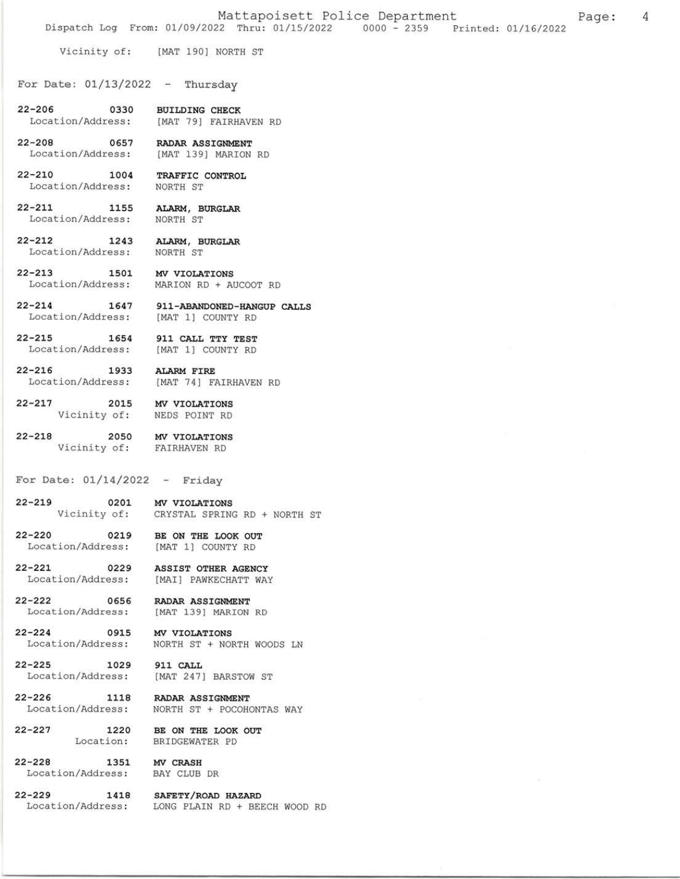Vicinity of: [MAT 190] NORTH ST

## For Date: 01/13/2022 - Thursday

**22-206** 0330 **BUILDING CHECK**
Location/Address: [MAT 79] FAIRHAVEN RD

**22-208** 0657 **RADAR ASSIGNMENT**
Location/Address: [MAT 139] MARION RD

**22-210** 1004 **TRAFFIC CONTROL**
Location/Address: NORTH ST

**22-211** 1155 **ALARM, BURGLAR**
Location/Address: NORTH ST

**22-212** 1243 **ALARM, BURGLAR**
Location/Address: NORTH ST

**22-213** 1501 **MV VIOLATIONS**
Location/Address: MARION RD + AUCOOT RD

**22-214** 1647 **911-ABANDONED-HANGUP CALLS**
Location/Address: [MAT 1] COUNTY RD

**22-215** 1654 **911 CALL TTY TEST**
Location/Address: [MAT 1] COUNTY RD

**22-216** 1933 **ALARM FIRE**
Location/Address: [MAT 74] FAIRHAVEN RD

**22-217** 2015 **MV VIOLATIONS**
Vicinity of: NEDS POINT RD

**22-218** 2050 **MV VIOLATIONS**
Vicinity of: FAIRHAVEN RD

## For Date: 01/14/2022 - Friday

**22-219** 0201 **MV VIOLATIONS**
Vicinity of: CRYSTAL SPRING RD + NORTH ST

**22-220** 0219 **BE ON THE LOOK OUT**
Location/Address: [MAT 1] COUNTY RD

**22-221** 0229 **ASSIST OTHER AGENCY**
Location/Address: [MAI] PAWKECHATT WAY

**22-222** 0656 **RADAR ASSIGNMENT**
Location/Address: [MAT 139] MARION RD

**22-224** 0915 **MV VIOLATIONS**
Location/Address: NORTH ST + NORTH WOODS LN

**22-225** 1029 **911 CALL**
Location/Address: [MAT 247] BARSTOW ST

**22-226** 1118 **RADAR ASSIGNMENT**
Location/Address: NORTH ST + POCOHONTAS WAY

**22-227** 1220 **BE ON THE LOOK OUT**
Location: BRIDGEWATER PD

**22-228** 1351 **MV CRASH**
Location/Address: BAY CLUB DR

**22-229** 1418 **SAFETY/ROAD HAZARD**
Location/Address: LONG PLAIN RD + BEECH WOOD RD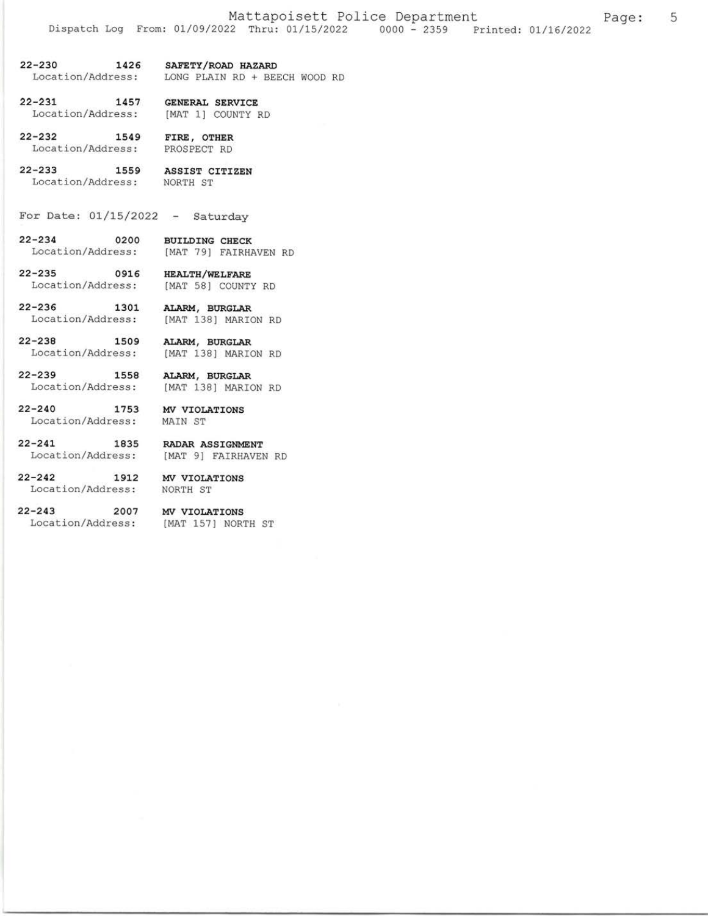**22-230** 1426 **SAFETY/ROAD HAZARD**
Location/Address: LONG PLAIN RD + BEECH WOOD RD

**22-231** 1457 **GENERAL SERVICE**
Location/Address: [MAT 1] COUNTY RD

**22-232** 1549 **FIRE, OTHER**
Location/Address: PROSPECT RD

**22-233** 1559 **ASSIST CITIZEN**
Location/Address: NORTH ST

For Date: 01/15/2022 - Saturday

**22-234** 0200 **BUILDING CHECK**
Location/Address: [MAT 79] FAIRHAVEN RD

**22-235** 0916 **HEALTH/WELFARE**
Location/Address: [MAT 58] COUNTY RD

**22-236** 1301 **ALARM, BURGLAR**
Location/Address: [MAT 138] MARION RD

**22-238** 1509 **ALARM, BURGLAR**
Location/Address: [MAT 138] MARION RD

**22-239** 1558 **ALARM, BURGLAR**
Location/Address: [MAT 138] MARION RD

**22-240** 1753 **MV VIOLATIONS**
Location/Address: MAIN ST

**22-241** 1835 **RADAR ASSIGNMENT**
Location/Address: [MAT 9] FAIRHAVEN RD

**22-242** 1912 **MV VIOLATIONS**
Location/Address: NORTH ST

**22-243** 2007 **MV VIOLATIONS**
Location/Address: [MAT 157] NORTH ST